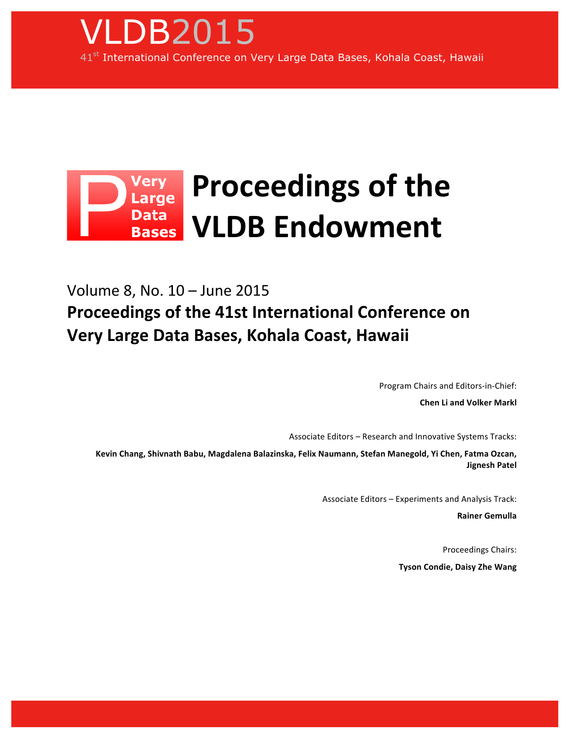# VLDB2015

41st International Conference on Very Large Data Bases, Kohala Coast, Hawaii

Very Large Data Bases

# Proceedings of the VLDB Endowment

Volume 8, No. 10 – June 2015

## Proceedings of the 41st International Conference on Very Large Data Bases, Kohala Coast, Hawaii

Program Chairs and Editors-in-Chief:

**Chen Li and Volker Markl**

Associate Editors – Research and Innovative Systems Tracks:

**Kevin Chang, Shivnath Babu, Magdalena Balazinska, Felix Naumann, Stefan Manegold, Yi Chen, Fatma Ozcan, Jignesh Patel**

Associate Editors – Experiments and Analysis Track:

**Rainer Gemulla**

Proceedings Chairs:

**Tyson Condie, Daisy Zhe Wang**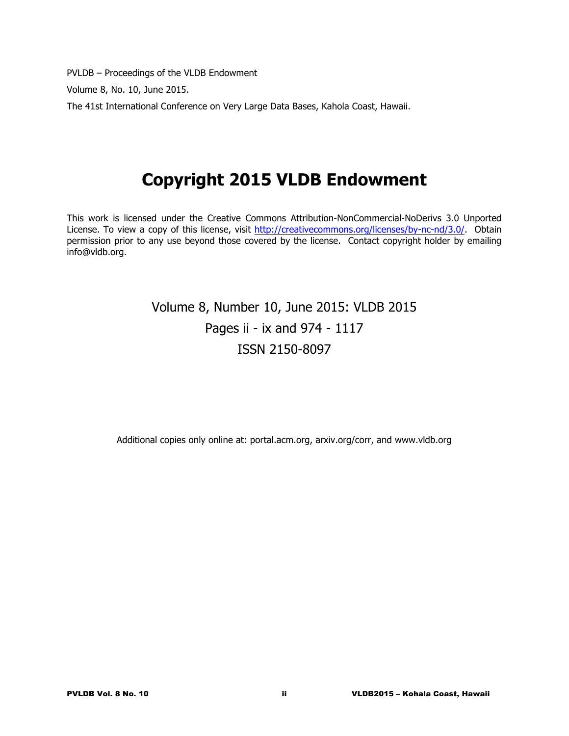PVLDB – Proceedings of the VLDB Endowment

Volume 8, No. 10, June 2015.

The 41st International Conference on Very Large Data Bases, Kahola Coast, Hawaii.

# Copyright 2015 VLDB Endowment

This work is licensed under the Creative Commons Attribution-NonCommercial-NoDerivs 3.0 Unported License. To view a copy of this license, visit http://creativecommons.org/licenses/by-nc-nd/3.0/. Obtain permission prior to any use beyond those covered by the license. Contact copyright holder by emailing info@vldb.org.

Volume 8, Number 10, June 2015: VLDB 2015

Pages ii - ix and 974 - 1117

ISSN 2150-8097

Additional copies only online at: portal.acm.org, arxiv.org/corr, and www.vldb.org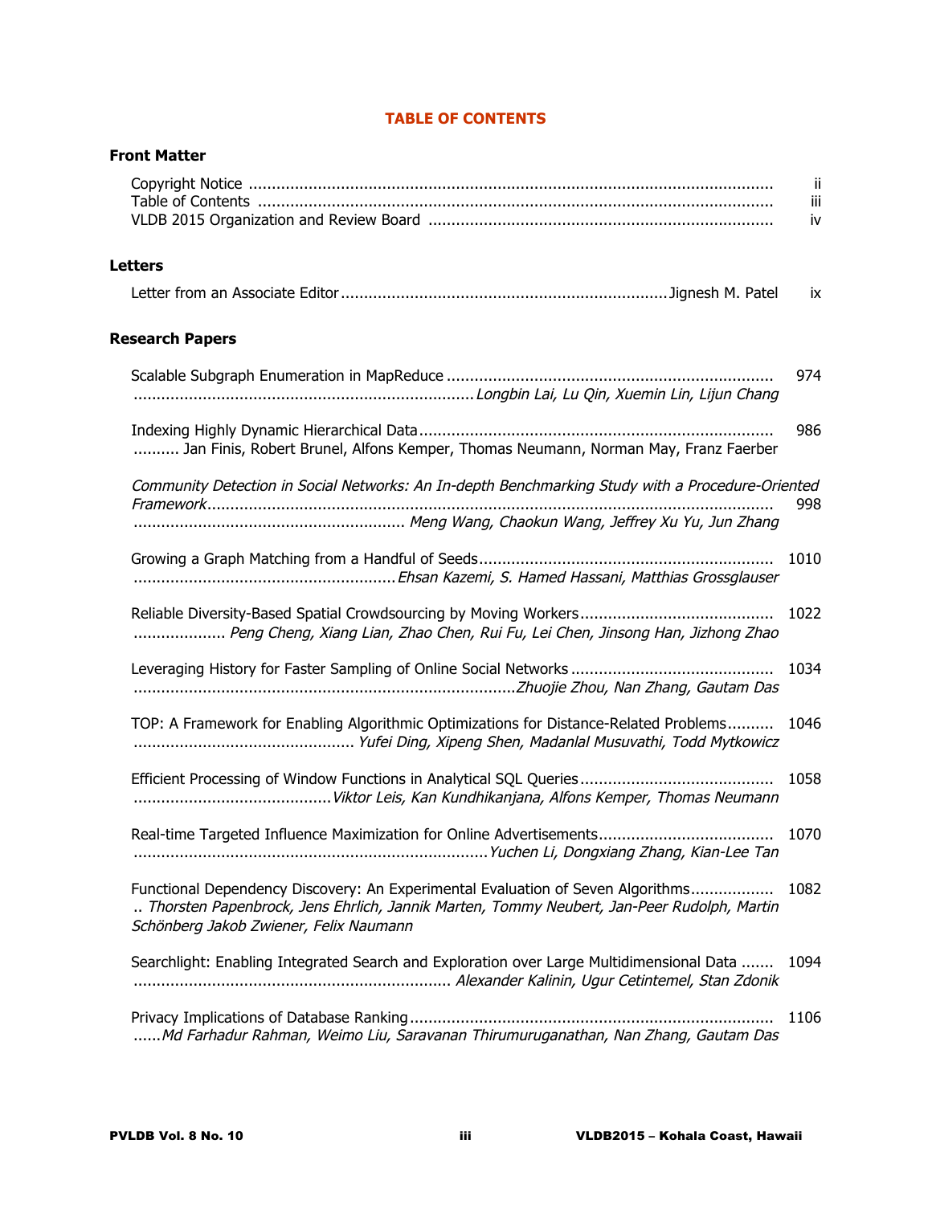# TABLE OF CONTENTS

## Front Matter

Copyright Notice .................................................................................................................. ii
Table of Contents ................................................................................................................ iii
VLDB 2015 Organization and Review Board ........................................................................ iv

## Letters

Letter from an Associate Editor ....................................................................... Jignesh M. Patel ix

## Research Papers

Scalable Subgraph Enumeration in MapReduce ....................................................................... 974
......................................................................... *Longbin Lai, Lu Qin, Xuemin Lin, Lijun Chang*

Indexing Highly Dynamic Hierarchical Data ............................................................................. 986
.......... Jan Finis, Robert Brunel, Alfons Kemper, Thomas Neumann, Norman May, Franz Faerber

*Community Detection in Social Networks: An In-depth Benchmarking Study with a Procedure-Oriented Framework* .......................................................................................................................... 998
.......................................................... *Meng Wang, Chaokun Wang, Jeffrey Xu Yu, Jun Zhang*

Growing a Graph Matching from a Handful of Seeds ................................................................ 1010
........................................................ *Ehsan Kazemi, S. Hamed Hassani, Matthias Grossglauser*

Reliable Diversity-Based Spatial Crowdsourcing by Moving Workers .......................................... 1022
.................... *Peng Cheng, Xiang Lian, Zhao Chen, Rui Fu, Lei Chen, Jinsong Han, Jizhong Zhao*

Leveraging History for Faster Sampling of Online Social Networks ............................................ 1034
.................................................................................. *Zhuojie Zhou, Nan Zhang, Gautam Das*

TOP: A Framework for Enabling Algorithmic Optimizations for Distance-Related Problems .......... 1046
............................................... *Yufei Ding, Xipeng Shen, Madanlal Musuvathi, Todd Mytkowicz*

Efficient Processing of Window Functions in Analytical SQL Queries .......................................... 1058
........................................... *Viktor Leis, Kan Kundhikanjana, Alfons Kemper, Thomas Neumann*

Real-time Targeted Influence Maximization for Online Advertisements ...................................... 1070
............................................................................ *Yuchen Li, Dongxiang Zhang, Kian-Lee Tan*

Functional Dependency Discovery: An Experimental Evaluation of Seven Algorithms .................. 1082
.. *Thorsten Papenbrock, Jens Ehrlich, Jannik Marten, Tommy Neubert, Jan-Peer Rudolph, Martin Schönberg Jakob Zwiener, Felix Naumann*

Searchlight: Enabling Integrated Search and Exploration over Large Multidimensional Data ....... 1094
.................................................................... *Alexander Kalinin, Ugur Cetintemel, Stan Zdonik*

Privacy Implications of Database Ranking ............................................................................... 1106
......*Md Farhadur Rahman, Weimo Liu, Saravanan Thirumuruganathan, Nan Zhang, Gautam Das*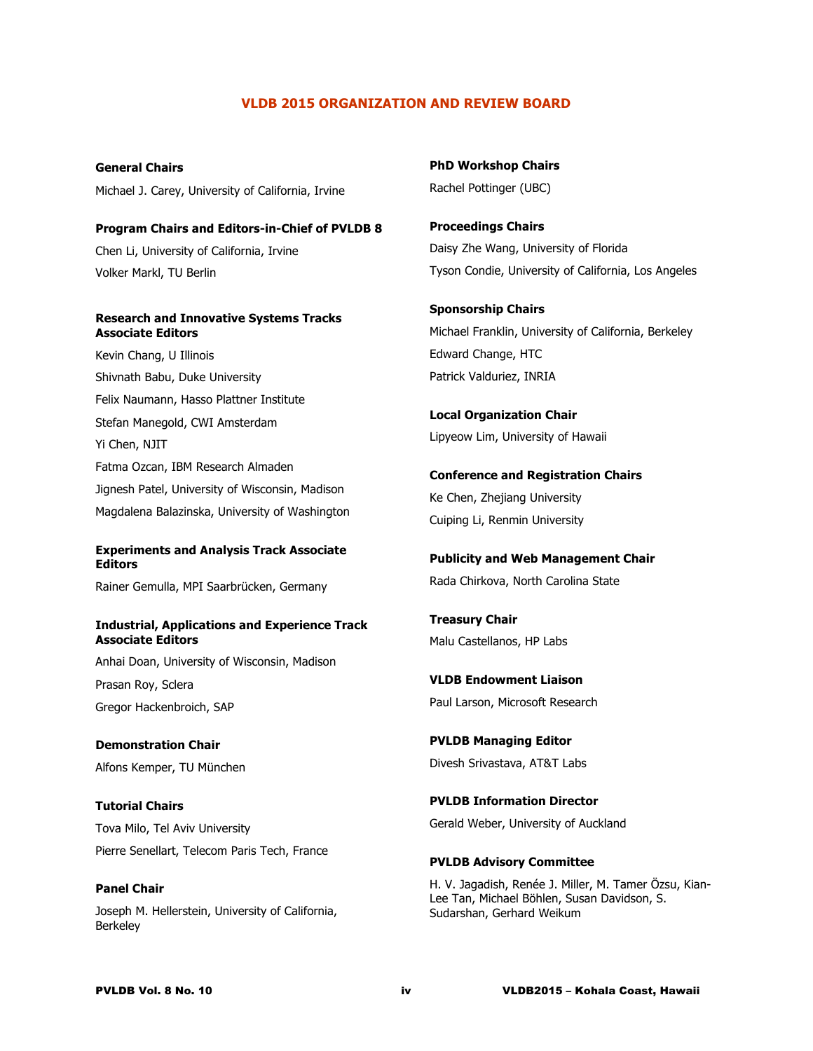# VLDB 2015 ORGANIZATION AND REVIEW BOARD

**General Chairs**

Michael J. Carey, University of California, Irvine

**Program Chairs and Editors-in-Chief of PVLDB 8**

Chen Li, University of California, Irvine

Volker Markl, TU Berlin

**Research and Innovative Systems Tracks Associate Editors**

Kevin Chang, U Illinois

Shivnath Babu, Duke University

Felix Naumann, Hasso Plattner Institute

Stefan Manegold, CWI Amsterdam

Yi Chen, NJIT

Fatma Ozcan, IBM Research Almaden

Jignesh Patel, University of Wisconsin, Madison

Magdalena Balazinska, University of Washington

**Experiments and Analysis Track Associate Editors**

Rainer Gemulla, MPI Saarbrücken, Germany

**Industrial, Applications and Experience Track Associate Editors**

Anhai Doan, University of Wisconsin, Madison

Prasan Roy, Sclera

Gregor Hackenbroich, SAP

**Demonstration Chair**

Alfons Kemper, TU München

**Tutorial Chairs**

Tova Milo, Tel Aviv University

Pierre Senellart, Telecom Paris Tech, France

**Panel Chair**

Joseph M. Hellerstein, University of California, Berkeley

**PhD Workshop Chairs**

Rachel Pottinger (UBC)

**Proceedings Chairs**

Daisy Zhe Wang, University of Florida

Tyson Condie, University of California, Los Angeles

**Sponsorship Chairs**

Michael Franklin, University of California, Berkeley

Edward Change, HTC

Patrick Valduriez, INRIA

**Local Organization Chair**

Lipyeow Lim, University of Hawaii

**Conference and Registration Chairs**

Ke Chen, Zhejiang University

Cuiping Li, Renmin University

**Publicity and Web Management Chair**

Rada Chirkova, North Carolina State

**Treasury Chair**

Malu Castellanos, HP Labs

**VLDB Endowment Liaison**

Paul Larson, Microsoft Research

**PVLDB Managing Editor**

Divesh Srivastava, AT&T Labs

**PVLDB Information Director**

Gerald Weber, University of Auckland

**PVLDB Advisory Committee**

H. V. Jagadish, Renée J. Miller, M. Tamer Özsu, Kian-Lee Tan, Michael Böhlen, Susan Davidson, S. Sudarshan, Gerhard Weikum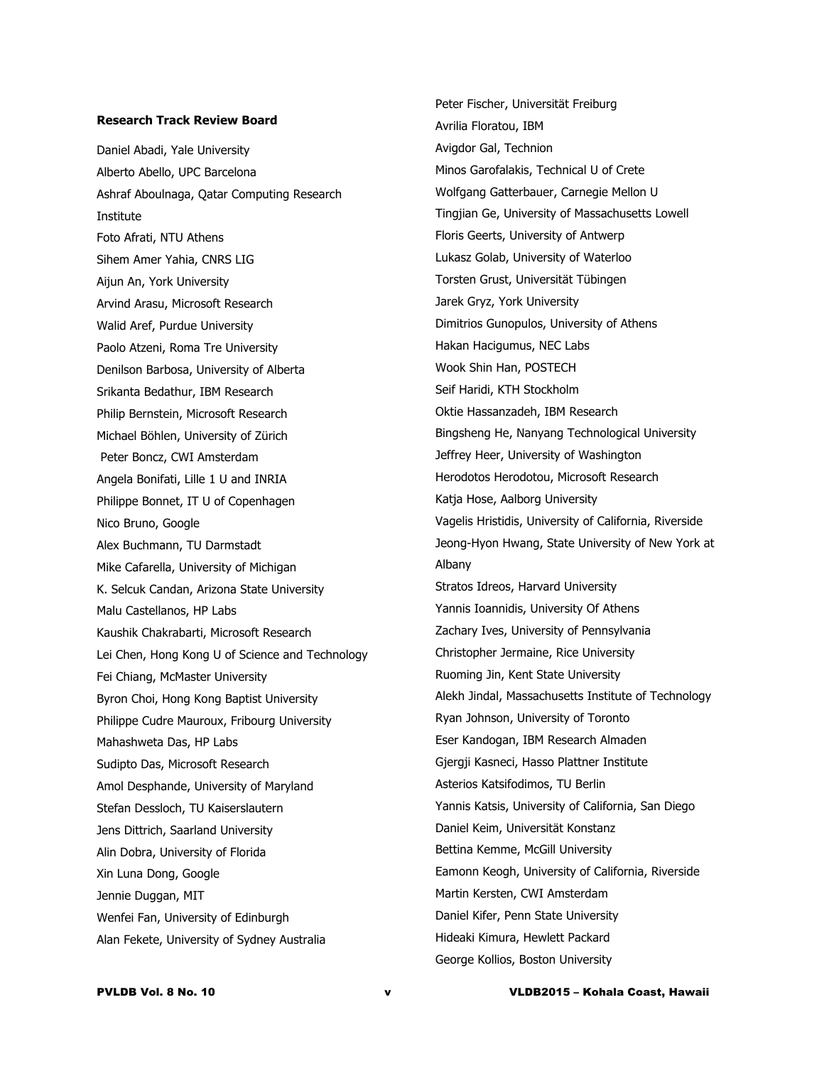**Research Track Review Board**

Daniel Abadi, Yale University
Alberto Abello, UPC Barcelona
Ashraf Aboulnaga, Qatar Computing Research Institute
Foto Afrati, NTU Athens
Sihem Amer Yahia, CNRS LIG
Aijun An, York University
Arvind Arasu, Microsoft Research
Walid Aref, Purdue University
Paolo Atzeni, Roma Tre University
Denilson Barbosa, University of Alberta
Srikanta Bedathur, IBM Research
Philip Bernstein, Microsoft Research
Michael Böhlen, University of Zürich
Peter Boncz, CWI Amsterdam
Angela Bonifati, Lille 1 U and INRIA
Philippe Bonnet, IT U of Copenhagen
Nico Bruno, Google
Alex Buchmann, TU Darmstadt
Mike Cafarella, University of Michigan
K. Selcuk Candan, Arizona State University
Malu Castellanos, HP Labs
Kaushik Chakrabarti, Microsoft Research
Lei Chen, Hong Kong U of Science and Technology
Fei Chiang, McMaster University
Byron Choi, Hong Kong Baptist University
Philippe Cudre Mauroux, Fribourg University
Mahashweta Das, HP Labs
Sudipto Das, Microsoft Research
Amol Desphande, University of Maryland
Stefan Dessloch, TU Kaiserslautern
Jens Dittrich, Saarland University
Alin Dobra, University of Florida
Xin Luna Dong, Google
Jennie Duggan, MIT
Wenfei Fan, University of Edinburgh
Alan Fekete, University of Sydney Australia
Peter Fischer, Universität Freiburg
Avrilia Floratou, IBM
Avigdor Gal, Technion
Minos Garofalakis, Technical U of Crete
Wolfgang Gatterbauer, Carnegie Mellon U
Tingjian Ge, University of Massachusetts Lowell
Floris Geerts, University of Antwerp
Lukasz Golab, University of Waterloo
Torsten Grust, Universität Tübingen
Jarek Gryz, York University
Dimitrios Gunopulos, University of Athens
Hakan Hacigumus, NEC Labs
Wook Shin Han, POSTECH
Seif Haridi, KTH Stockholm
Oktie Hassanzadeh, IBM Research
Bingsheng He, Nanyang Technological University
Jeffrey Heer, University of Washington
Herodotos Herodotou, Microsoft Research
Katja Hose, Aalborg University
Vagelis Hristidis, University of California, Riverside
Jeong-Hyon Hwang, State University of New York at Albany
Stratos Idreos, Harvard University
Yannis Ioannidis, University Of Athens
Zachary Ives, University of Pennsylvania
Christopher Jermaine, Rice University
Ruoming Jin, Kent State University
Alekh Jindal, Massachusetts Institute of Technology
Ryan Johnson, University of Toronto
Eser Kandogan, IBM Research Almaden
Gjergji Kasneci, Hasso Plattner Institute
Asterios Katsifodimos, TU Berlin
Yannis Katsis, University of California, San Diego
Daniel Keim, Universität Konstanz
Bettina Kemme, McGill University
Eamonn Keogh, University of California, Riverside
Martin Kersten, CWI Amsterdam
Daniel Kifer, Penn State University
Hideaki Kimura, Hewlett Packard
George Kollios, Boston University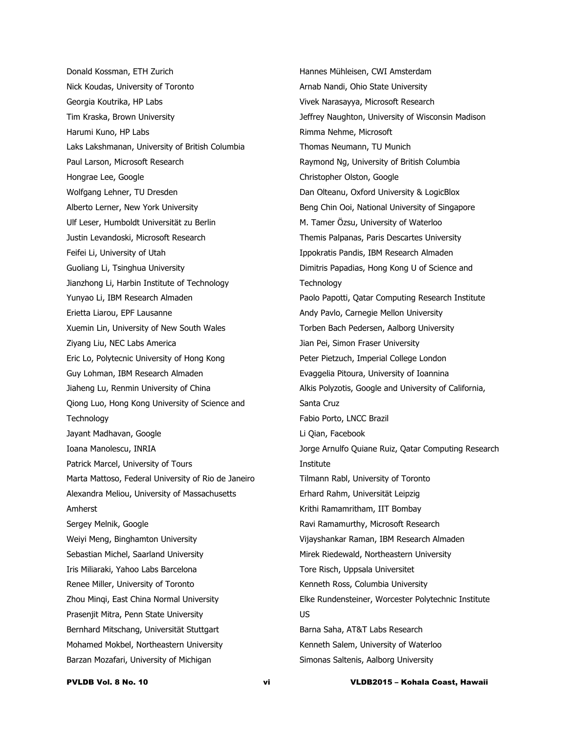Donald Kossman, ETH Zurich

Nick Koudas, University of Toronto

Georgia Koutrika, HP Labs

Tim Kraska, Brown University

Harumi Kuno, HP Labs

Laks Lakshmanan, University of British Columbia

Paul Larson, Microsoft Research

Hongrae Lee, Google

Wolfgang Lehner, TU Dresden

Alberto Lerner, New York University

Ulf Leser, Humboldt Universität zu Berlin

Justin Levandoski, Microsoft Research

Feifei Li, University of Utah

Guoliang Li, Tsinghua University

Jianzhong Li, Harbin Institute of Technology

Yunyao Li, IBM Research Almaden

Erietta Liarou, EPF Lausanne

Xuemin Lin, University of New South Wales

Ziyang Liu, NEC Labs America

Eric Lo, Polytecnic University of Hong Kong

Guy Lohman, IBM Research Almaden

Jiaheng Lu, Renmin University of China

Qiong Luo, Hong Kong University of Science and Technology

Jayant Madhavan, Google

Ioana Manolescu, INRIA

Patrick Marcel, University of Tours

Marta Mattoso, Federal University of Rio de Janeiro

Alexandra Meliou, University of Massachusetts Amherst

Sergey Melnik, Google

Weiyi Meng, Binghamton University

Sebastian Michel, Saarland University

Iris Miliaraki, Yahoo Labs Barcelona

Renee Miller, University of Toronto

Zhou Minqi, East China Normal University

Prasenjit Mitra, Penn State University

Bernhard Mitschang, Universität Stuttgart

Mohamed Mokbel, Northeastern University

Barzan Mozafari, University of Michigan

Hannes Mühleisen, CWI Amsterdam

Arnab Nandi, Ohio State University

Vivek Narasayya, Microsoft Research

Jeffrey Naughton, University of Wisconsin Madison

Rimma Nehme, Microsoft

Thomas Neumann, TU Munich

Raymond Ng, University of British Columbia

Christopher Olston, Google

Dan Olteanu, Oxford University & LogicBlox

Beng Chin Ooi, National University of Singapore

M. Tamer Özsu, University of Waterloo

Themis Palpanas, Paris Descartes University

Ippokratis Pandis, IBM Research Almaden

Dimitris Papadias, Hong Kong U of Science and Technology

Paolo Papotti, Qatar Computing Research Institute

Andy Pavlo, Carnegie Mellon University

Torben Bach Pedersen, Aalborg University

Jian Pei, Simon Fraser University

Peter Pietzuch, Imperial College London

Evaggelia Pitoura, University of Ioannina

Alkis Polyzotis, Google and University of California, Santa Cruz

Fabio Porto, LNCC Brazil

Li Qian, Facebook

Jorge Arnulfo Quiane Ruiz, Qatar Computing Research Institute

Tilmann Rabl, University of Toronto

Erhard Rahm, Universität Leipzig

Krithi Ramamritham, IIT Bombay

Ravi Ramamurthy, Microsoft Research

Vijayshankar Raman, IBM Research Almaden

Mirek Riedewald, Northeastern University

Tore Risch, Uppsala Universitet

Kenneth Ross, Columbia University

Elke Rundensteiner, Worcester Polytechnic Institute US

Barna Saha, AT&T Labs Research

Kenneth Salem, University of Waterloo

Simonas Saltenis, Aalborg University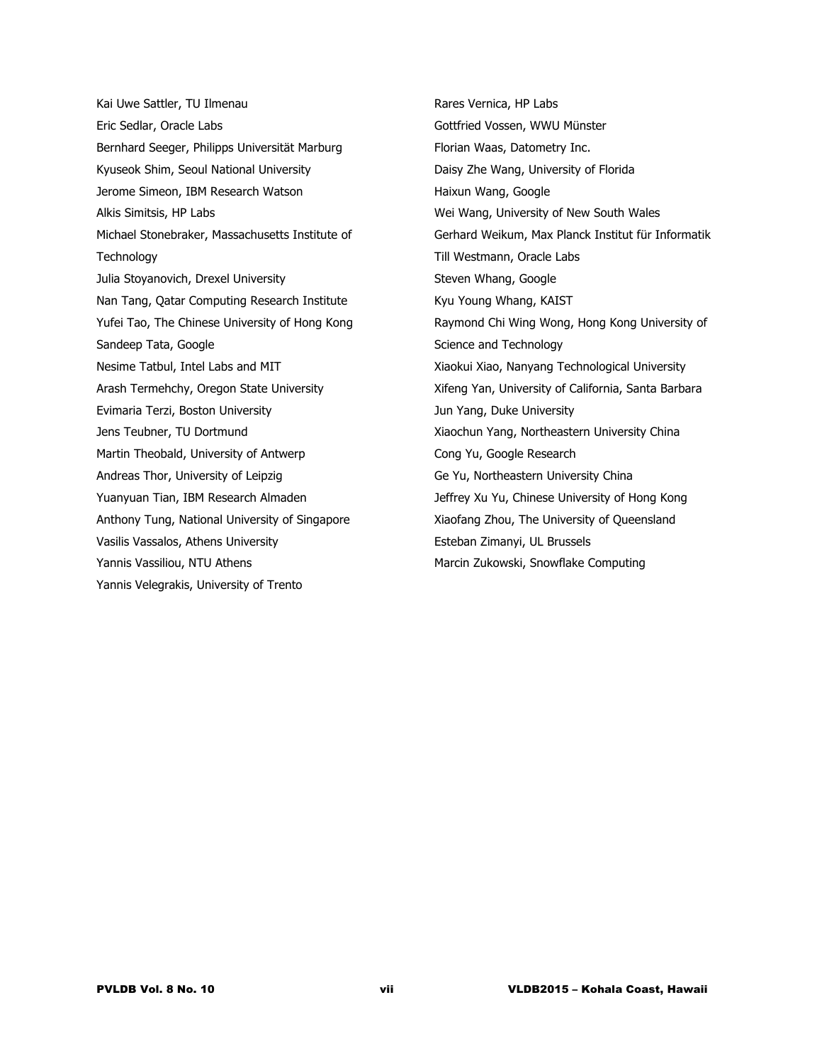Kai Uwe Sattler, TU Ilmenau
Eric Sedlar, Oracle Labs
Bernhard Seeger, Philipps Universität Marburg
Kyuseok Shim, Seoul National University
Jerome Simeon, IBM Research Watson
Alkis Simitsis, HP Labs
Michael Stonebraker, Massachusetts Institute of Technology
Julia Stoyanovich, Drexel University
Nan Tang, Qatar Computing Research Institute
Yufei Tao, The Chinese University of Hong Kong
Sandeep Tata, Google
Nesime Tatbul, Intel Labs and MIT
Arash Termehchy, Oregon State University
Evimaria Terzi, Boston University
Jens Teubner, TU Dortmund
Martin Theobald, University of Antwerp
Andreas Thor, University of Leipzig
Yuanyuan Tian, IBM Research Almaden
Anthony Tung, National University of Singapore
Vasilis Vassalos, Athens University
Yannis Vassiliou, NTU Athens
Yannis Velegrakis, University of Trento
Rares Vernica, HP Labs
Gottfried Vossen, WWU Münster
Florian Waas, Datometry Inc.
Daisy Zhe Wang, University of Florida
Haixun Wang, Google
Wei Wang, University of New South Wales
Gerhard Weikum, Max Planck Institut für Informatik
Till Westmann, Oracle Labs
Steven Whang, Google
Kyu Young Whang, KAIST
Raymond Chi Wing Wong, Hong Kong University of Science and Technology
Xiaokui Xiao, Nanyang Technological University
Xifeng Yan, University of California, Santa Barbara
Jun Yang, Duke University
Xiaochun Yang, Northeastern University China
Cong Yu, Google Research
Ge Yu, Northeastern University China
Jeffrey Xu Yu, Chinese University of Hong Kong
Xiaofang Zhou, The University of Queensland
Esteban Zimanyi, UL Brussels
Marcin Zukowski, Snowflake Computing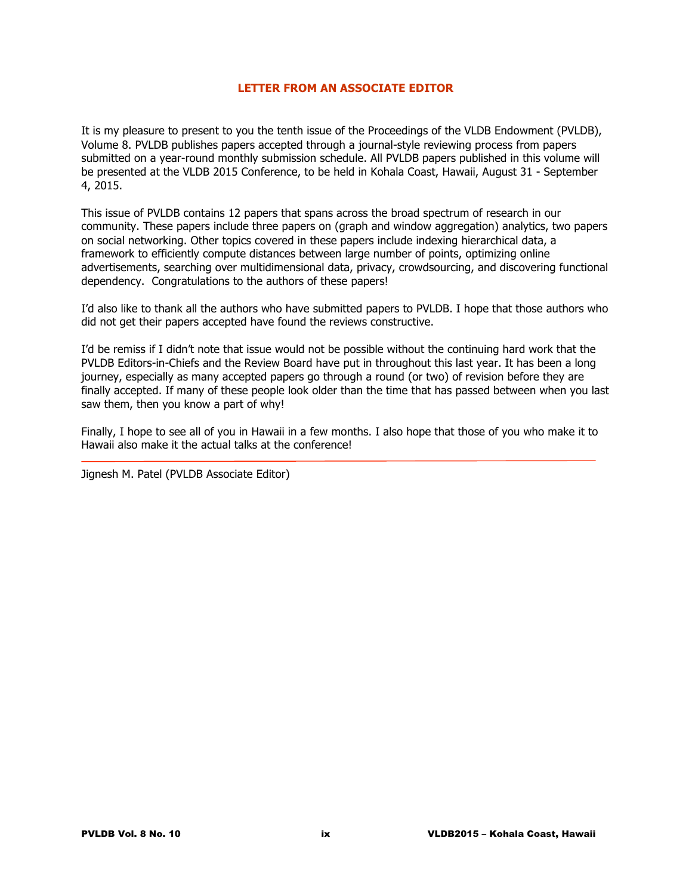# LETTER FROM AN ASSOCIATE EDITOR

It is my pleasure to present to you the tenth issue of the Proceedings of the VLDB Endowment (PVLDB), Volume 8. PVLDB publishes papers accepted through a journal-style reviewing process from papers submitted on a year-round monthly submission schedule. All PVLDB papers published in this volume will be presented at the VLDB 2015 Conference, to be held in Kohala Coast, Hawaii, August 31 - September 4, 2015.

This issue of PVLDB contains 12 papers that spans across the broad spectrum of research in our community. These papers include three papers on (graph and window aggregation) analytics, two papers on social networking. Other topics covered in these papers include indexing hierarchical data, a framework to efficiently compute distances between large number of points, optimizing online advertisements, searching over multidimensional data, privacy, crowdsourcing, and discovering functional dependency. Congratulations to the authors of these papers!

I'd also like to thank all the authors who have submitted papers to PVLDB. I hope that those authors who did not get their papers accepted have found the reviews constructive.

I'd be remiss if I didn't note that issue would not be possible without the continuing hard work that the PVLDB Editors-in-Chiefs and the Review Board have put in throughout this last year. It has been a long journey, especially as many accepted papers go through a round (or two) of revision before they are finally accepted. If many of these people look older than the time that has passed between when you last saw them, then you know a part of why!

Finally, I hope to see all of you in Hawaii in a few months. I also hope that those of you who make it to Hawaii also make it the actual talks at the conference!

---

Jignesh M. Patel (PVLDB Associate Editor)